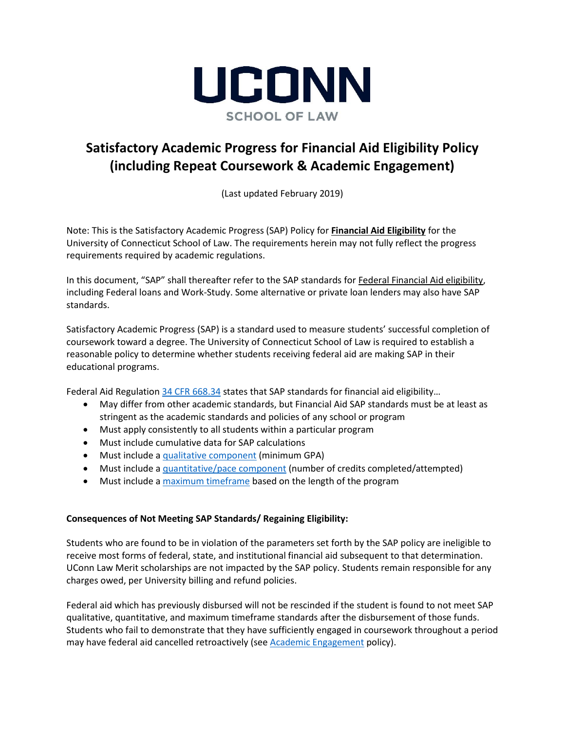# UCONN
SCHOOL OF LAW

# Satisfactory Academic Progress for Financial Aid Eligibility Policy (including Repeat Coursework & Academic Engagement)

(Last updated February 2019)

Note: This is the Satisfactory Academic Progress (SAP) Policy for **Financial Aid Eligibility** for the University of Connecticut School of Law. The requirements herein may not fully reflect the progress requirements required by academic regulations.

In this document, "SAP" shall thereafter refer to the SAP standards for Federal Financial Aid eligibility, including Federal loans and Work-Study. Some alternative or private loan lenders may also have SAP standards.

Satisfactory Academic Progress (SAP) is a standard used to measure students' successful completion of coursework toward a degree. The University of Connecticut School of Law is required to establish a reasonable policy to determine whether students receiving federal aid are making SAP in their educational programs.

Federal Aid Regulation 34 CFR 668.34 states that SAP standards for financial aid eligibility…

- May differ from other academic standards, but Financial Aid SAP standards must be at least as stringent as the academic standards and policies of any school or program
- Must apply consistently to all students within a particular program
- Must include cumulative data for SAP calculations
- Must include a qualitative component (minimum GPA)
- Must include a quantitative/pace component (number of credits completed/attempted)
- Must include a maximum timeframe based on the length of the program

**Consequences of Not Meeting SAP Standards/ Regaining Eligibility:**

Students who are found to be in violation of the parameters set forth by the SAP policy are ineligible to receive most forms of federal, state, and institutional financial aid subsequent to that determination. UConn Law Merit scholarships are not impacted by the SAP policy. Students remain responsible for any charges owed, per University billing and refund policies.

Federal aid which has previously disbursed will not be rescinded if the student is found to not meet SAP qualitative, quantitative, and maximum timeframe standards after the disbursement of those funds. Students who fail to demonstrate that they have sufficiently engaged in coursework throughout a period may have federal aid cancelled retroactively (see Academic Engagement policy).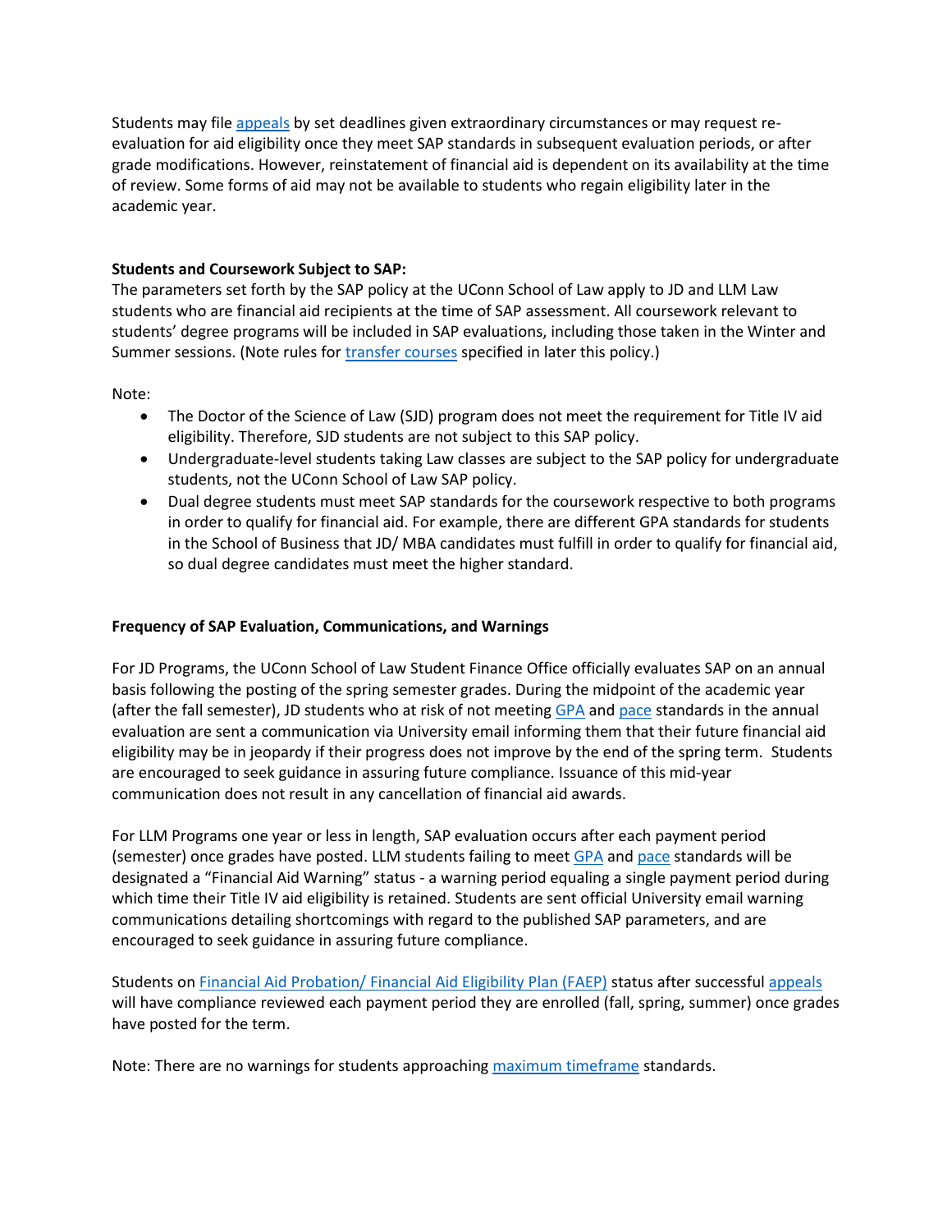Students may file appeals by set deadlines given extraordinary circumstances or may request re-evaluation for aid eligibility once they meet SAP standards in subsequent evaluation periods, or after grade modifications. However, reinstatement of financial aid is dependent on its availability at the time of review. Some forms of aid may not be available to students who regain eligibility later in the academic year.

**Students and Coursework Subject to SAP:**

The parameters set forth by the SAP policy at the UConn School of Law apply to JD and LLM Law students who are financial aid recipients at the time of SAP assessment. All coursework relevant to students' degree programs will be included in SAP evaluations, including those taken in the Winter and Summer sessions. (Note rules for transfer courses specified in later this policy.)

Note:

- The Doctor of the Science of Law (SJD) program does not meet the requirement for Title IV aid eligibility. Therefore, SJD students are not subject to this SAP policy.
- Undergraduate-level students taking Law classes are subject to the SAP policy for undergraduate students, not the UConn School of Law SAP policy.
- Dual degree students must meet SAP standards for the coursework respective to both programs in order to qualify for financial aid. For example, there are different GPA standards for students in the School of Business that JD/ MBA candidates must fulfill in order to qualify for financial aid, so dual degree candidates must meet the higher standard.

**Frequency of SAP Evaluation, Communications, and Warnings**

For JD Programs, the UConn School of Law Student Finance Office officially evaluates SAP on an annual basis following the posting of the spring semester grades. During the midpoint of the academic year (after the fall semester), JD students who at risk of not meeting GPA and pace standards in the annual evaluation are sent a communication via University email informing them that their future financial aid eligibility may be in jeopardy if their progress does not improve by the end of the spring term. Students are encouraged to seek guidance in assuring future compliance. Issuance of this mid-year communication does not result in any cancellation of financial aid awards.

For LLM Programs one year or less in length, SAP evaluation occurs after each payment period (semester) once grades have posted. LLM students failing to meet GPA and pace standards will be designated a "Financial Aid Warning" status - a warning period equaling a single payment period during which time their Title IV aid eligibility is retained. Students are sent official University email warning communications detailing shortcomings with regard to the published SAP parameters, and are encouraged to seek guidance in assuring future compliance.

Students on Financial Aid Probation/ Financial Aid Eligibility Plan (FAEP) status after successful appeals will have compliance reviewed each payment period they are enrolled (fall, spring, summer) once grades have posted for the term.

Note: There are no warnings for students approaching maximum timeframe standards.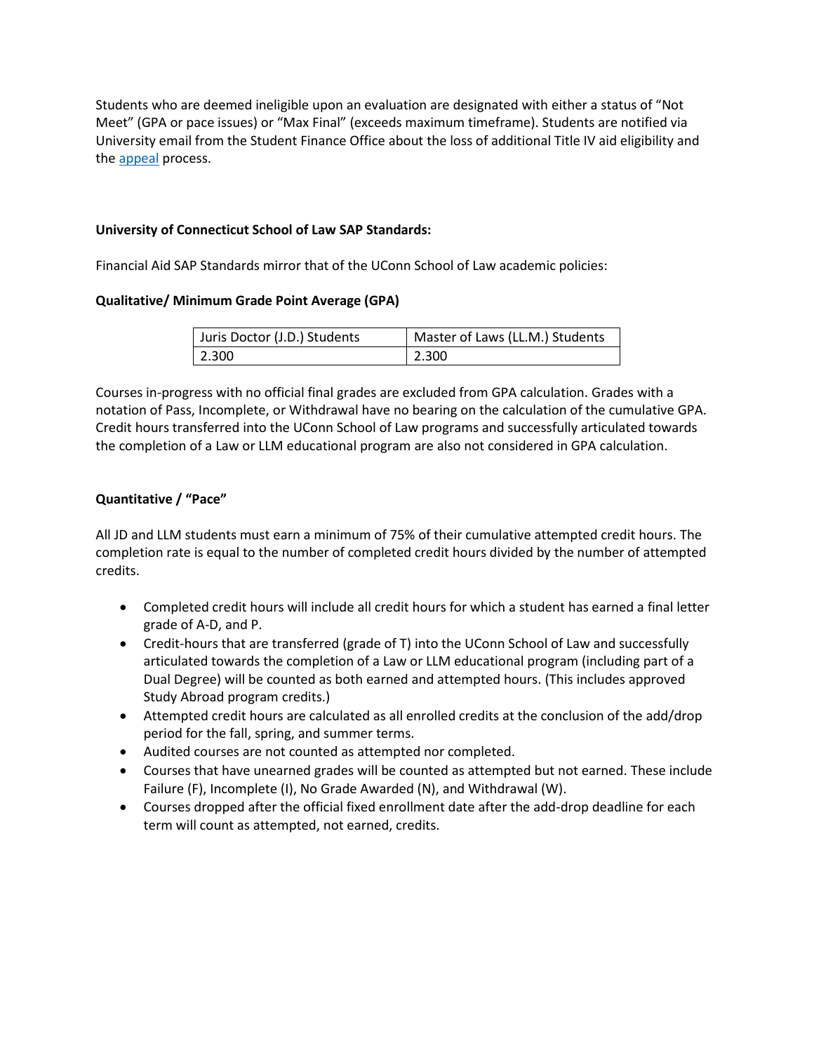Students who are deemed ineligible upon an evaluation are designated with either a status of "Not Meet" (GPA or pace issues) or "Max Final" (exceeds maximum timeframe). Students are notified via University email from the Student Finance Office about the loss of additional Title IV aid eligibility and the appeal process.

**University of Connecticut School of Law SAP Standards:**

Financial Aid SAP Standards mirror that of the UConn School of Law academic policies:

**Qualitative/ Minimum Grade Point Average (GPA)**

| Juris Doctor (J.D.) Students | Master of Laws (LL.M.) Students |
|---|---|
| 2.300 | 2.300 |

Courses in-progress with no official final grades are excluded from GPA calculation. Grades with a notation of Pass, Incomplete, or Withdrawal have no bearing on the calculation of the cumulative GPA. Credit hours transferred into the UConn School of Law programs and successfully articulated towards the completion of a Law or LLM educational program are also not considered in GPA calculation.

**Quantitative / "Pace"**

All JD and LLM students must earn a minimum of 75% of their cumulative attempted credit hours. The completion rate is equal to the number of completed credit hours divided by the number of attempted credits.

- Completed credit hours will include all credit hours for which a student has earned a final letter grade of A-D, and P.
- Credit-hours that are transferred (grade of T) into the UConn School of Law and successfully articulated towards the completion of a Law or LLM educational program (including part of a Dual Degree) will be counted as both earned and attempted hours. (This includes approved Study Abroad program credits.)
- Attempted credit hours are calculated as all enrolled credits at the conclusion of the add/drop period for the fall, spring, and summer terms.
- Audited courses are not counted as attempted nor completed.
- Courses that have unearned grades will be counted as attempted but not earned. These include Failure (F), Incomplete (I), No Grade Awarded (N), and Withdrawal (W).
- Courses dropped after the official fixed enrollment date after the add-drop deadline for each term will count as attempted, not earned, credits.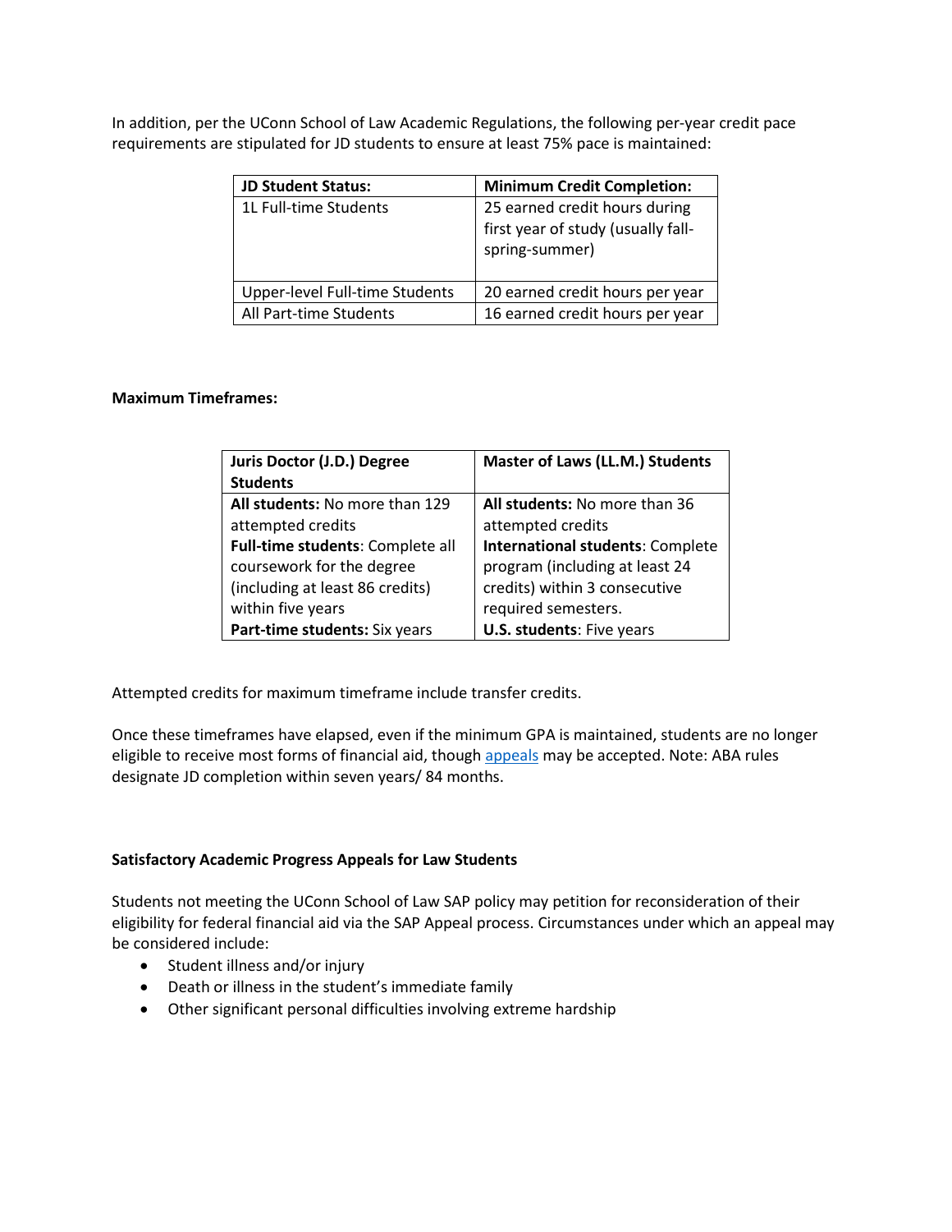In addition, per the UConn School of Law Academic Regulations, the following per-year credit pace requirements are stipulated for JD students to ensure at least 75% pace is maintained:

| JD Student Status: | Minimum Credit Completion: |
|---|---|
| 1L Full-time Students | 25 earned credit hours during first year of study (usually fall-spring-summer) |
| Upper-level Full-time Students | 20 earned credit hours per year |
| All Part-time Students | 16 earned credit hours per year |

**Maximum Timeframes:**

| Juris Doctor (J.D.) Degree Students | Master of Laws (LL.M.) Students |
|---|---|
| **All students:** No more than 129 attempted credits | **All students:** No more than 36 attempted credits |
| **Full-time students**: Complete all coursework for the degree (including at least 86 credits) within five years | **International students**: Complete program (including at least 24 credits) within 3 consecutive required semesters. |
| **Part-time students:** Six years | **U.S. students**: Five years |

Attempted credits for maximum timeframe include transfer credits.

Once these timeframes have elapsed, even if the minimum GPA is maintained, students are no longer eligible to receive most forms of financial aid, though appeals may be accepted. Note: ABA rules designate JD completion within seven years/ 84 months.

**Satisfactory Academic Progress Appeals for Law Students**

Students not meeting the UConn School of Law SAP policy may petition for reconsideration of their eligibility for federal financial aid via the SAP Appeal process. Circumstances under which an appeal may be considered include:

- Student illness and/or injury
- Death or illness in the student's immediate family
- Other significant personal difficulties involving extreme hardship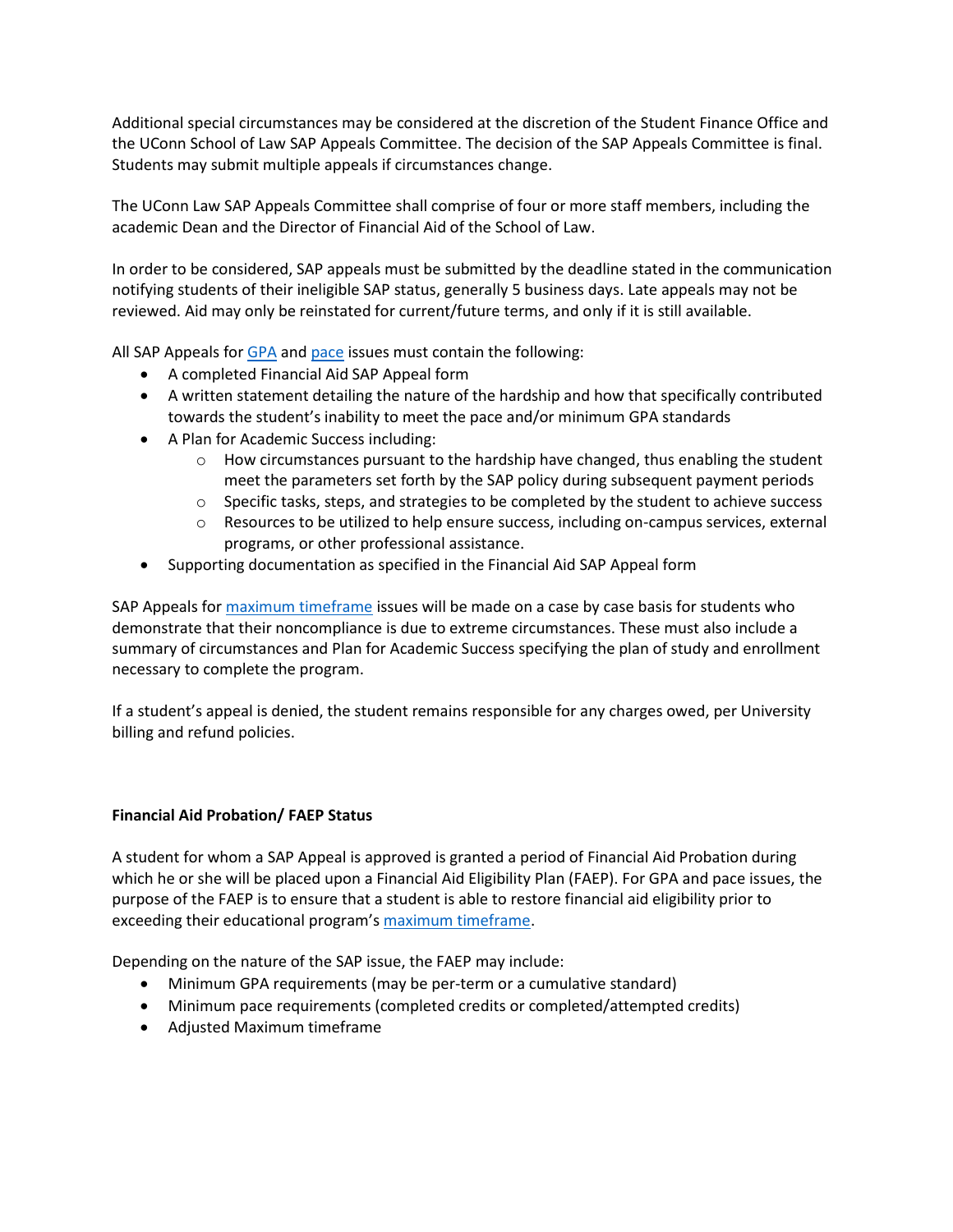Additional special circumstances may be considered at the discretion of the Student Finance Office and the UConn School of Law SAP Appeals Committee. The decision of the SAP Appeals Committee is final. Students may submit multiple appeals if circumstances change.

The UConn Law SAP Appeals Committee shall comprise of four or more staff members, including the academic Dean and the Director of Financial Aid of the School of Law.

In order to be considered, SAP appeals must be submitted by the deadline stated in the communication notifying students of their ineligible SAP status, generally 5 business days. Late appeals may not be reviewed. Aid may only be reinstated for current/future terms, and only if it is still available.

All SAP Appeals for GPA and pace issues must contain the following:

- A completed Financial Aid SAP Appeal form
- A written statement detailing the nature of the hardship and how that specifically contributed towards the student's inability to meet the pace and/or minimum GPA standards
- A Plan for Academic Success including:
  - How circumstances pursuant to the hardship have changed, thus enabling the student meet the parameters set forth by the SAP policy during subsequent payment periods
  - Specific tasks, steps, and strategies to be completed by the student to achieve success
  - Resources to be utilized to help ensure success, including on-campus services, external programs, or other professional assistance.
- Supporting documentation as specified in the Financial Aid SAP Appeal form

SAP Appeals for maximum timeframe issues will be made on a case by case basis for students who demonstrate that their noncompliance is due to extreme circumstances. These must also include a summary of circumstances and Plan for Academic Success specifying the plan of study and enrollment necessary to complete the program.

If a student's appeal is denied, the student remains responsible for any charges owed, per University billing and refund policies.

**Financial Aid Probation/ FAEP Status**

A student for whom a SAP Appeal is approved is granted a period of Financial Aid Probation during which he or she will be placed upon a Financial Aid Eligibility Plan (FAEP). For GPA and pace issues, the purpose of the FAEP is to ensure that a student is able to restore financial aid eligibility prior to exceeding their educational program's maximum timeframe.

Depending on the nature of the SAP issue, the FAEP may include:

- Minimum GPA requirements (may be per-term or a cumulative standard)
- Minimum pace requirements (completed credits or completed/attempted credits)
- Adjusted Maximum timeframe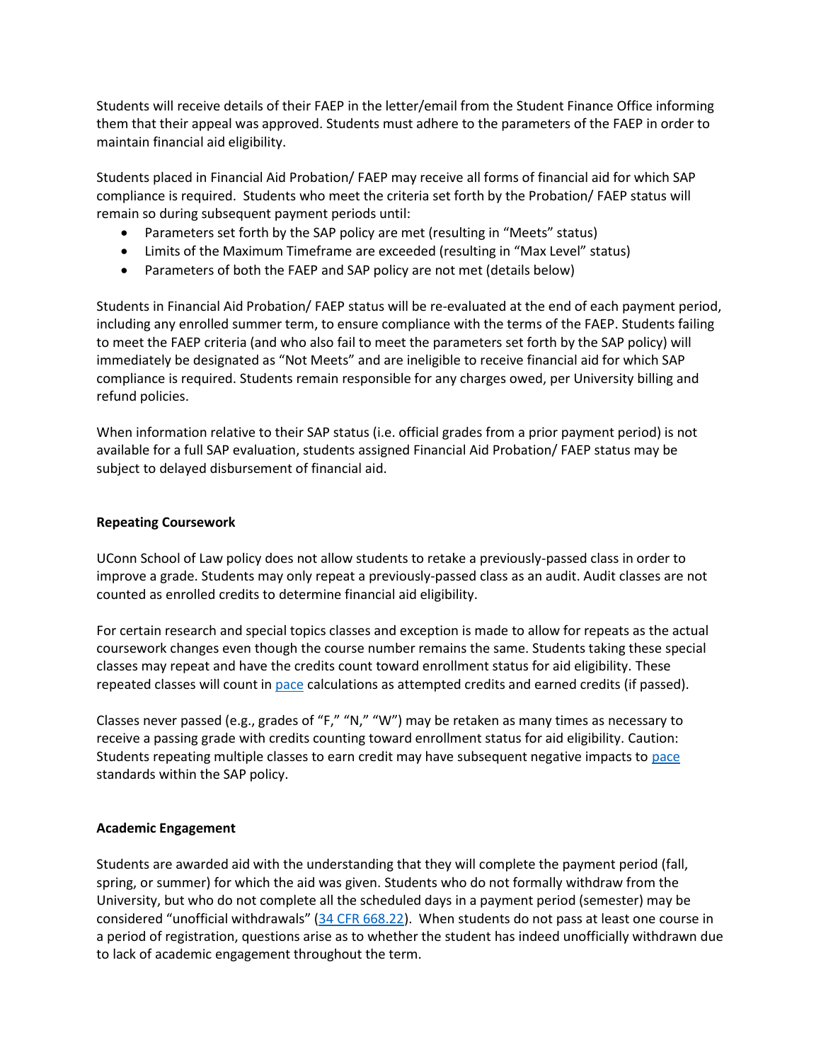Students will receive details of their FAEP in the letter/email from the Student Finance Office informing them that their appeal was approved. Students must adhere to the parameters of the FAEP in order to maintain financial aid eligibility.

Students placed in Financial Aid Probation/ FAEP may receive all forms of financial aid for which SAP compliance is required. Students who meet the criteria set forth by the Probation/ FAEP status will remain so during subsequent payment periods until:

- Parameters set forth by the SAP policy are met (resulting in "Meets" status)
- Limits of the Maximum Timeframe are exceeded (resulting in "Max Level" status)
- Parameters of both the FAEP and SAP policy are not met (details below)

Students in Financial Aid Probation/ FAEP status will be re-evaluated at the end of each payment period, including any enrolled summer term, to ensure compliance with the terms of the FAEP. Students failing to meet the FAEP criteria (and who also fail to meet the parameters set forth by the SAP policy) will immediately be designated as "Not Meets" and are ineligible to receive financial aid for which SAP compliance is required. Students remain responsible for any charges owed, per University billing and refund policies.

When information relative to their SAP status (i.e. official grades from a prior payment period) is not available for a full SAP evaluation, students assigned Financial Aid Probation/ FAEP status may be subject to delayed disbursement of financial aid.

**Repeating Coursework**

UConn School of Law policy does not allow students to retake a previously-passed class in order to improve a grade. Students may only repeat a previously-passed class as an audit. Audit classes are not counted as enrolled credits to determine financial aid eligibility.

For certain research and special topics classes and exception is made to allow for repeats as the actual coursework changes even though the course number remains the same. Students taking these special classes may repeat and have the credits count toward enrollment status for aid eligibility. These repeated classes will count in pace calculations as attempted credits and earned credits (if passed).

Classes never passed (e.g., grades of "F," "N," "W") may be retaken as many times as necessary to receive a passing grade with credits counting toward enrollment status for aid eligibility. Caution: Students repeating multiple classes to earn credit may have subsequent negative impacts to pace standards within the SAP policy.

**Academic Engagement**

Students are awarded aid with the understanding that they will complete the payment period (fall, spring, or summer) for which the aid was given. Students who do not formally withdraw from the University, but who do not complete all the scheduled days in a payment period (semester) may be considered "unofficial withdrawals" (34 CFR 668.22). When students do not pass at least one course in a period of registration, questions arise as to whether the student has indeed unofficially withdrawn due to lack of academic engagement throughout the term.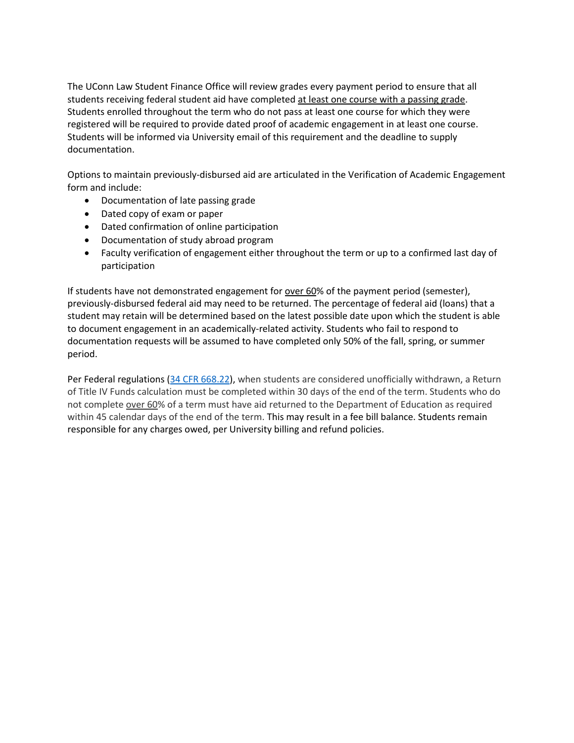The UConn Law Student Finance Office will review grades every payment period to ensure that all students receiving federal student aid have completed at least one course with a passing grade. Students enrolled throughout the term who do not pass at least one course for which they were registered will be required to provide dated proof of academic engagement in at least one course. Students will be informed via University email of this requirement and the deadline to supply documentation.

Options to maintain previously-disbursed aid are articulated in the Verification of Academic Engagement form and include:

- Documentation of late passing grade
- Dated copy of exam or paper
- Dated confirmation of online participation
- Documentation of study abroad program
- Faculty verification of engagement either throughout the term or up to a confirmed last day of participation

If students have not demonstrated engagement for over 60% of the payment period (semester), previously-disbursed federal aid may need to be returned. The percentage of federal aid (loans) that a student may retain will be determined based on the latest possible date upon which the student is able to document engagement in an academically-related activity. Students who fail to respond to documentation requests will be assumed to have completed only 50% of the fall, spring, or summer period.

Per Federal regulations ([34 CFR 668.22](34 CFR 668.22)), when students are considered unofficially withdrawn, a Return of Title IV Funds calculation must be completed within 30 days of the end of the term. Students who do not complete over 60% of a term must have aid returned to the Department of Education as required within 45 calendar days of the end of the term. This may result in a fee bill balance. Students remain responsible for any charges owed, per University billing and refund policies.